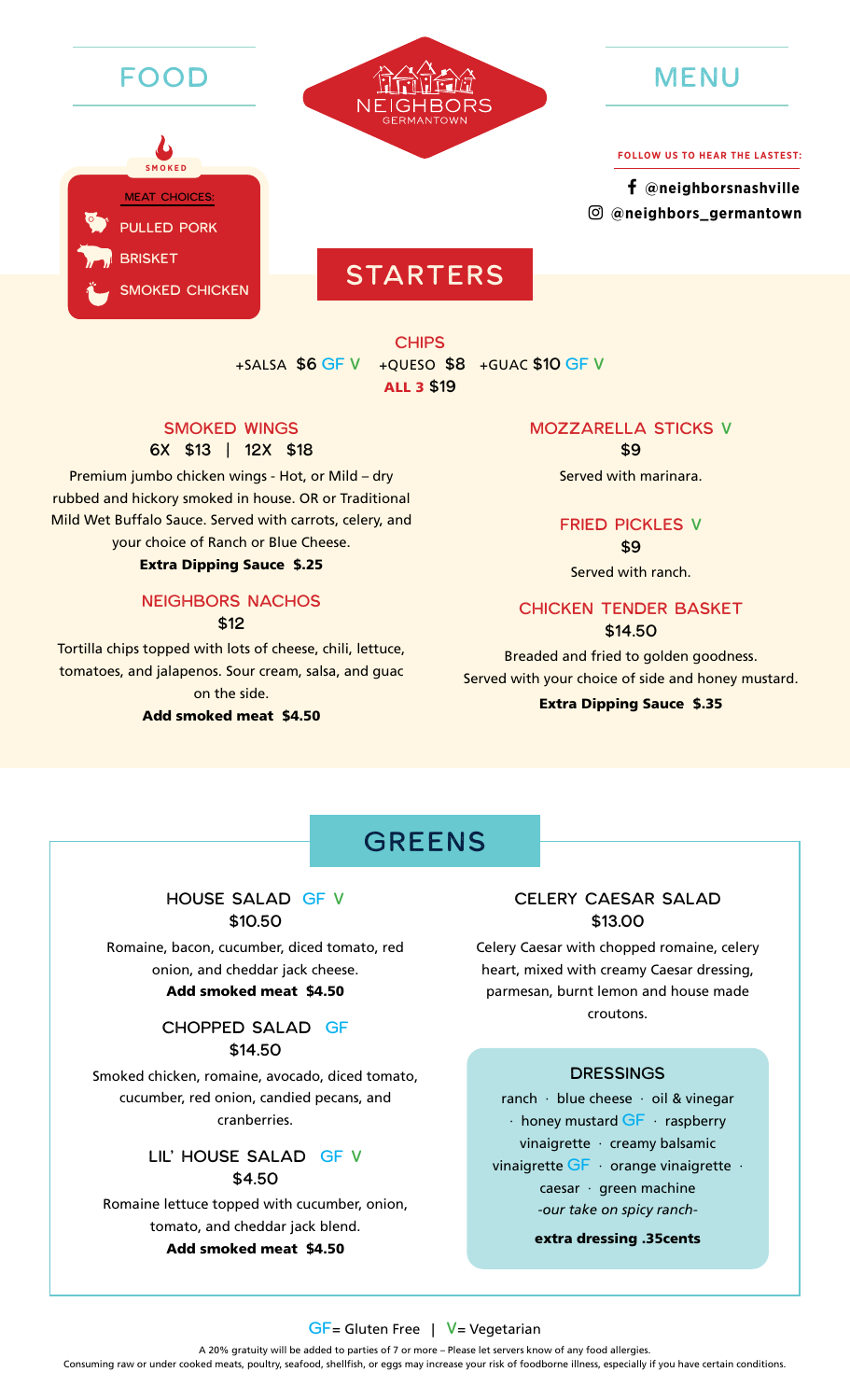# FOOD MENU

NEIGHBORS
GERMANTOWN

SMOKED

MEAT CHOICES:

- PULLED PORK
- BRISKET
- SMOKED CHICKEN

FOLLOW US TO HEAR THE LASTEST:

@neighborsnashville
@neighbors_germantown

## STARTERS

### CHIPS

+SALSA $6 GF V +QUESO $8 +GUAC $10 GF V

**ALL 3** $19

### SMOKED WINGS

6X $13 | 12X $18

Premium jumbo chicken wings - Hot, or Mild – dry rubbed and hickory smoked in house. OR or Traditional Mild Wet Buffalo Sauce. Served with carrots, celery, and your choice of Ranch or Blue Cheese.

**Extra Dipping Sauce $.25**

### NEIGHBORS NACHOS

$12

Tortilla chips topped with lots of cheese, chili, lettuce, tomatoes, and jalapenos. Sour cream, salsa, and guac on the side.

**Add smoked meat $4.50**

### MOZZARELLA STICKS V

$9

Served with marinara.

### FRIED PICKLES V

$9

Served with ranch.

### CHICKEN TENDER BASKET

$14.50

Breaded and fried to golden goodness. Served with your choice of side and honey mustard.

**Extra Dipping Sauce $.35**

## GREENS

### HOUSE SALAD GF V

$10.50

Romaine, bacon, cucumber, diced tomato, red onion, and cheddar jack cheese.

**Add smoked meat $4.50**

### CHOPPED SALAD GF

$14.50

Smoked chicken, romaine, avocado, diced tomato, cucumber, red onion, candied pecans, and cranberries.

### LIL' HOUSE SALAD GF V

$4.50

Romaine lettuce topped with cucumber, onion, tomato, and cheddar jack blend.

**Add smoked meat $4.50**

### CELERY CAESAR SALAD

$13.00

Celery Caesar with chopped romaine, celery heart, mixed with creamy Caesar dressing, parmesan, burnt lemon and house made croutons.

### DRESSINGS

ranch · blue cheese · oil & vinegar · honey mustard GF · raspberry vinaigrette · creamy balsamic vinaigrette GF · orange vinaigrette · caesar · green machine

*-our take on spicy ranch-*

**extra dressing .35cents**

GF= Gluten Free | V= Vegetarian

A 20% gratuity will be added to parties of 7 or more – Please let servers know of any food allergies.

Consuming raw or under cooked meats, poultry, seafood, shellfish, or eggs may increase your risk of foodborne illness, especially if you have certain conditions.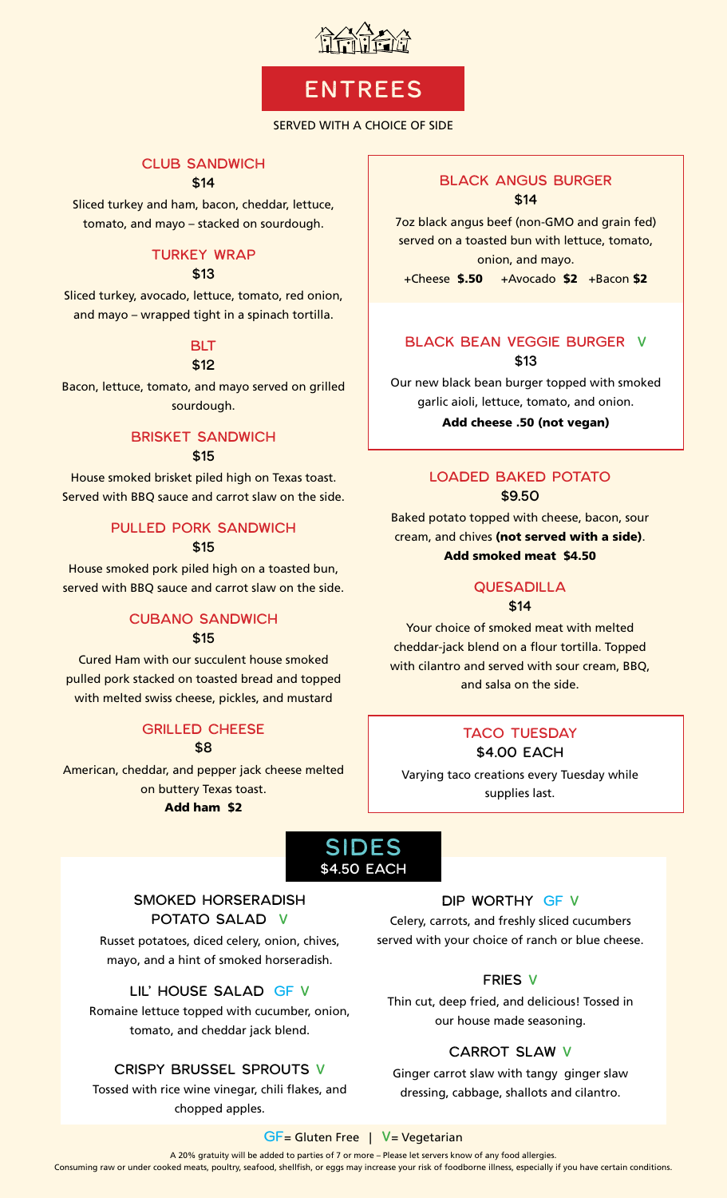# ENTREES

SERVED WITH A CHOICE OF SIDE

### CLUB SANDWICH
**$14**

Sliced turkey and ham, bacon, cheddar, lettuce, tomato, and mayo – stacked on sourdough.

### TURKEY WRAP
**$13**

Sliced turkey, avocado, lettuce, tomato, red onion, and mayo – wrapped tight in a spinach tortilla.

### BLT
**$12**

Bacon, lettuce, tomato, and mayo served on grilled sourdough.

### BRISKET SANDWICH
**$15**

House smoked brisket piled high on Texas toast. Served with BBQ sauce and carrot slaw on the side.

### PULLED PORK SANDWICH
**$15**

House smoked pork piled high on a toasted bun, served with BBQ sauce and carrot slaw on the side.

### CUBANO SANDWICH
**$15**

Cured Ham with our succulent house smoked pulled pork stacked on toasted bread and topped with melted swiss cheese, pickles, and mustard

### GRILLED CHEESE
**$8**

American, cheddar, and pepper jack cheese melted on buttery Texas toast.

**Add ham $2**

### BLACK ANGUS BURGER
**$14**

7oz black angus beef (non-GMO and grain fed) served on a toasted bun with lettuce, tomato, onion, and mayo.

+Cheese **$.50** +Avocado **$2** +Bacon **$2**

### BLACK BEAN VEGGIE BURGER V
**$13**

Our new black bean burger topped with smoked garlic aioli, lettuce, tomato, and onion.

**Add cheese .50 (not vegan)**

### LOADED BAKED POTATO
**$9.50**

Baked potato topped with cheese, bacon, sour cream, and chives **(not served with a side)**.

**Add smoked meat $4.50**

### QUESADILLA
**$14**

Your choice of smoked meat with melted cheddar-jack blend on a flour tortilla. Topped with cilantro and served with sour cream, BBQ, and salsa on the side.

### TACO TUESDAY
**$4.00 EACH**

Varying taco creations every Tuesday while supplies last.

# SIDES
**$4.50 EACH**

### SMOKED HORSERADISH POTATO SALAD V

Russet potatoes, diced celery, onion, chives, mayo, and a hint of smoked horseradish.

### LIL' HOUSE SALAD GF V

Romaine lettuce topped with cucumber, onion, tomato, and cheddar jack blend.

### CRISPY BRUSSEL SPROUTS V

Tossed with rice wine vinegar, chili flakes, and chopped apples.

### DIP WORTHY GF V

Celery, carrots, and freshly sliced cucumbers served with your choice of ranch or blue cheese.

### FRIES V

Thin cut, deep fried, and delicious! Tossed in our house made seasoning.

### CARROT SLAW V

Ginger carrot slaw with tangy ginger slaw dressing, cabbage, shallots and cilantro.

GF= Gluten Free | V= Vegetarian

A 20% gratuity will be added to parties of 7 or more – Please let servers know of any food allergies.

Consuming raw or under cooked meats, poultry, seafood, shellfish, or eggs may increase your risk of foodborne illness, especially if you have certain conditions.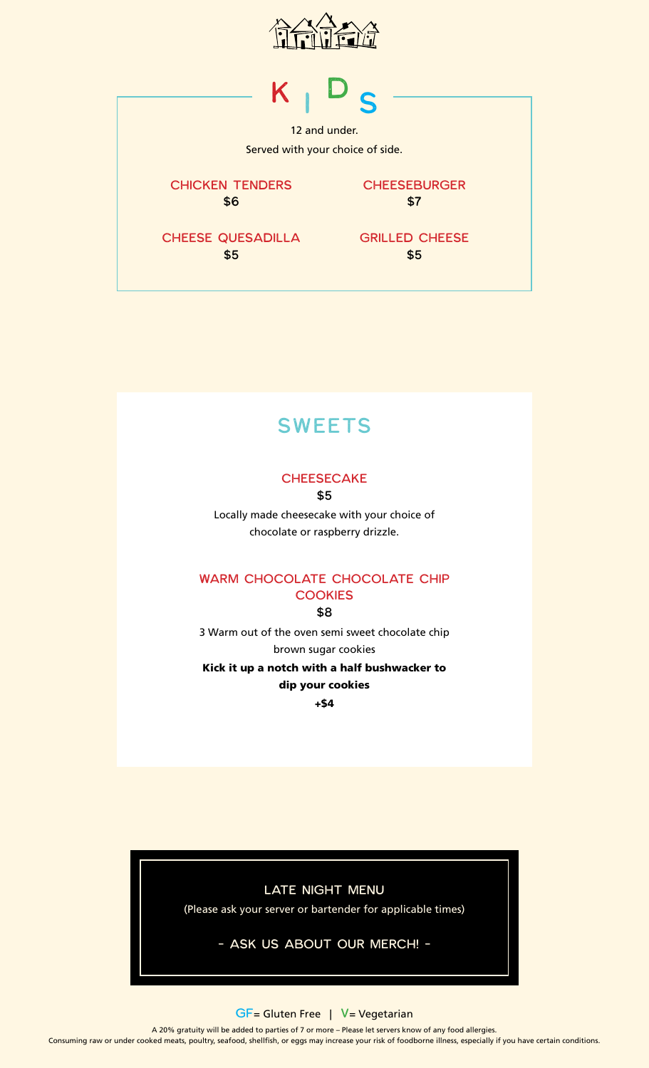## KIDS

12 and under.

Served with your choice of side.

**CHICKEN TENDERS**
$6

**CHEESEBURGER**
$7

**CHEESE QUESADILLA**
$5

**GRILLED CHEESE**
$5

## SWEETS

### CHEESECAKE
$5

Locally made cheesecake with your choice of chocolate or raspberry drizzle.

### WARM CHOCOLATE CHOCOLATE CHIP COOKIES
$8

3 Warm out of the oven semi sweet chocolate chip brown sugar cookies

**Kick it up a notch with a half bushwacker to dip your cookies**

**+$4**

### LATE NIGHT MENU

(Please ask your server or bartender for applicable times)

- ASK US ABOUT OUR MERCH! -

GF= Gluten Free | V= Vegetarian

A 20% gratuity will be added to parties of 7 or more – Please let servers know of any food allergies.

Consuming raw or under cooked meats, poultry, seafood, shellfish, or eggs may increase your risk of foodborne illness, especially if you have certain conditions.